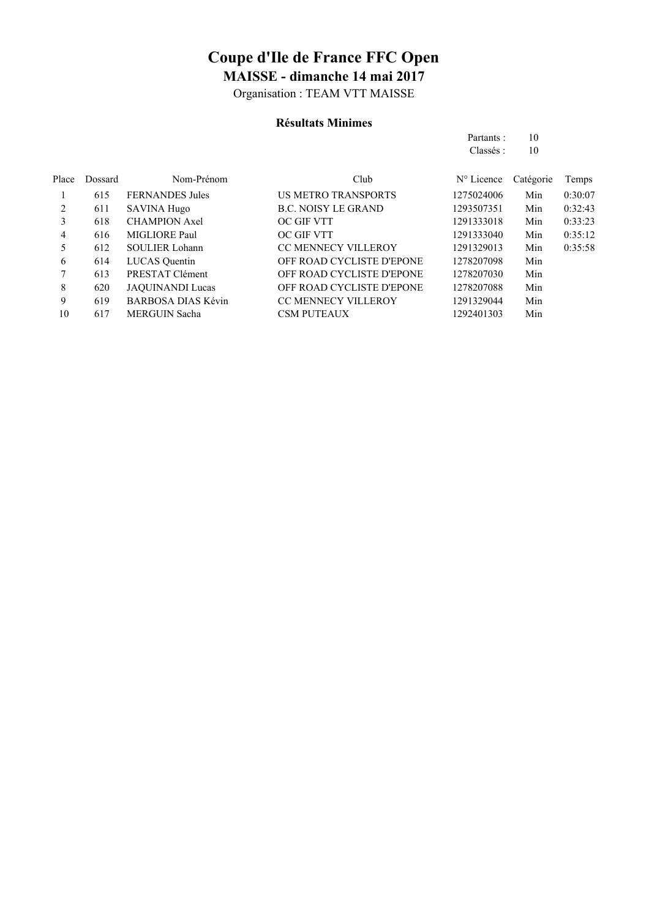# Coupe d'Ile de France FFC Open

## MAISSE - dimanche 14 mai 2017

Organisation : TEAM VTT MAISSE

### Résultats Minimes

Partants : 10
Classés : 10

| Place | Dossard | Nom-Prénom | Club | N° Licence | Catégorie | Temps |
|---|---|---|---|---|---|---|
| 1 | 615 | FERNANDES Jules | US METRO TRANSPORTS | 1275024006 | Min | 0:30:07 |
| 2 | 611 | SAVINA Hugo | B.C. NOISY LE GRAND | 1293507351 | Min | 0:32:43 |
| 3 | 618 | CHAMPION Axel | OC GIF VTT | 1291333018 | Min | 0:33:23 |
| 4 | 616 | MIGLIORE Paul | OC GIF VTT | 1291333040 | Min | 0:35:12 |
| 5 | 612 | SOULIER Lohann | CC MENNECY VILLEROY | 1291329013 | Min | 0:35:58 |
| 6 | 614 | LUCAS Quentin | OFF ROAD CYCLISTE D'EPONE | 1278207098 | Min | |
| 7 | 613 | PRESTAT Clément | OFF ROAD CYCLISTE D'EPONE | 1278207030 | Min | |
| 8 | 620 | JAQUINANDI Lucas | OFF ROAD CYCLISTE D'EPONE | 1278207088 | Min | |
| 9 | 619 | BARBOSA DIAS Kévin | CC MENNECY VILLEROY | 1291329044 | Min | |
| 10 | 617 | MERGUIN Sacha | CSM PUTEAUX | 1292401303 | Min | |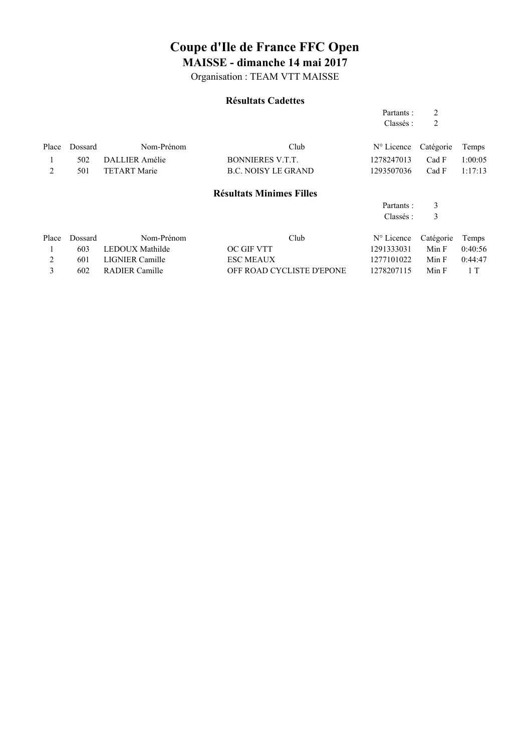# Coupe d'Ile de France FFC Open

## MAISSE - dimanche 14 mai 2017

Organisation : TEAM VTT MAISSE

### Résultats Cadettes

Partants : 2
Classés : 2

| Place | Dossard | Nom-Prénom | Club | N° Licence | Catégorie | Temps |
|---|---|---|---|---|---|---|
| 1 | 502 | DALLIER Amélie | BONNIERES V.T.T. | 1278247013 | Cad F | 1:00:05 |
| 2 | 501 | TETART Marie | B.C. NOISY LE GRAND | 1293507036 | Cad F | 1:17:13 |

### Résultats Minimes Filles

Partants : 3
Classés : 3

| Place | Dossard | Nom-Prénom | Club | N° Licence | Catégorie | Temps |
|---|---|---|---|---|---|---|
| 1 | 603 | LEDOUX Mathilde | OC GIF VTT | 1291333031 | Min F | 0:40:56 |
| 2 | 601 | LIGNIER Camille | ESC MEAUX | 1277101022 | Min F | 0:44:47 |
| 3 | 602 | RADIER Camille | OFF ROAD CYCLISTE D'EPONE | 1278207115 | Min F | 1 T |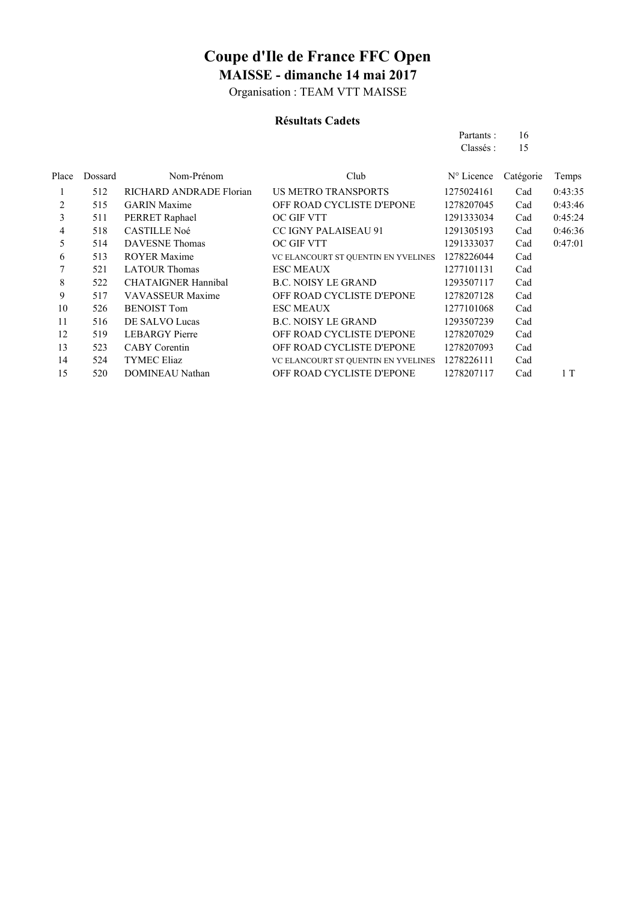# Coupe d'Ile de France FFC Open

## MAISSE - dimanche 14 mai 2017

Organisation : TEAM VTT MAISSE

### Résultats Cadets

Partants : 16
Classés : 15

| Place | Dossard | Nom-Prénom | Club | N° Licence | Catégorie | Temps |
|---|---|---|---|---|---|---|
| 1 | 512 | RICHARD ANDRADE Florian | US METRO TRANSPORTS | 1275024161 | Cad | 0:43:35 |
| 2 | 515 | GARIN Maxime | OFF ROAD CYCLISTE D'EPONE | 1278207045 | Cad | 0:43:46 |
| 3 | 511 | PERRET Raphael | OC GIF VTT | 1291333034 | Cad | 0:45:24 |
| 4 | 518 | CASTILLE Noé | CC IGNY PALAISEAU 91 | 1291305193 | Cad | 0:46:36 |
| 5 | 514 | DAVESNE Thomas | OC GIF VTT | 1291333037 | Cad | 0:47:01 |
| 6 | 513 | ROYER Maxime | VC ELANCOURT ST QUENTIN EN YVELINES | 1278226044 | Cad | |
| 7 | 521 | LATOUR Thomas | ESC MEAUX | 1277101131 | Cad | |
| 8 | 522 | CHATAIGNER Hannibal | B.C. NOISY LE GRAND | 1293507117 | Cad | |
| 9 | 517 | VAVASSEUR Maxime | OFF ROAD CYCLISTE D'EPONE | 1278207128 | Cad | |
| 10 | 526 | BENOIST Tom | ESC MEAUX | 1277101068 | Cad | |
| 11 | 516 | DE SALVO Lucas | B.C. NOISY LE GRAND | 1293507239 | Cad | |
| 12 | 519 | LEBARGY Pierre | OFF ROAD CYCLISTE D'EPONE | 1278207029 | Cad | |
| 13 | 523 | CABY Corentin | OFF ROAD CYCLISTE D'EPONE | 1278207093 | Cad | |
| 14 | 524 | TYMEC Eliaz | VC ELANCOURT ST QUENTIN EN YVELINES | 1278226111 | Cad | |
| 15 | 520 | DOMINEAU Nathan | OFF ROAD CYCLISTE D'EPONE | 1278207117 | Cad | 1 T |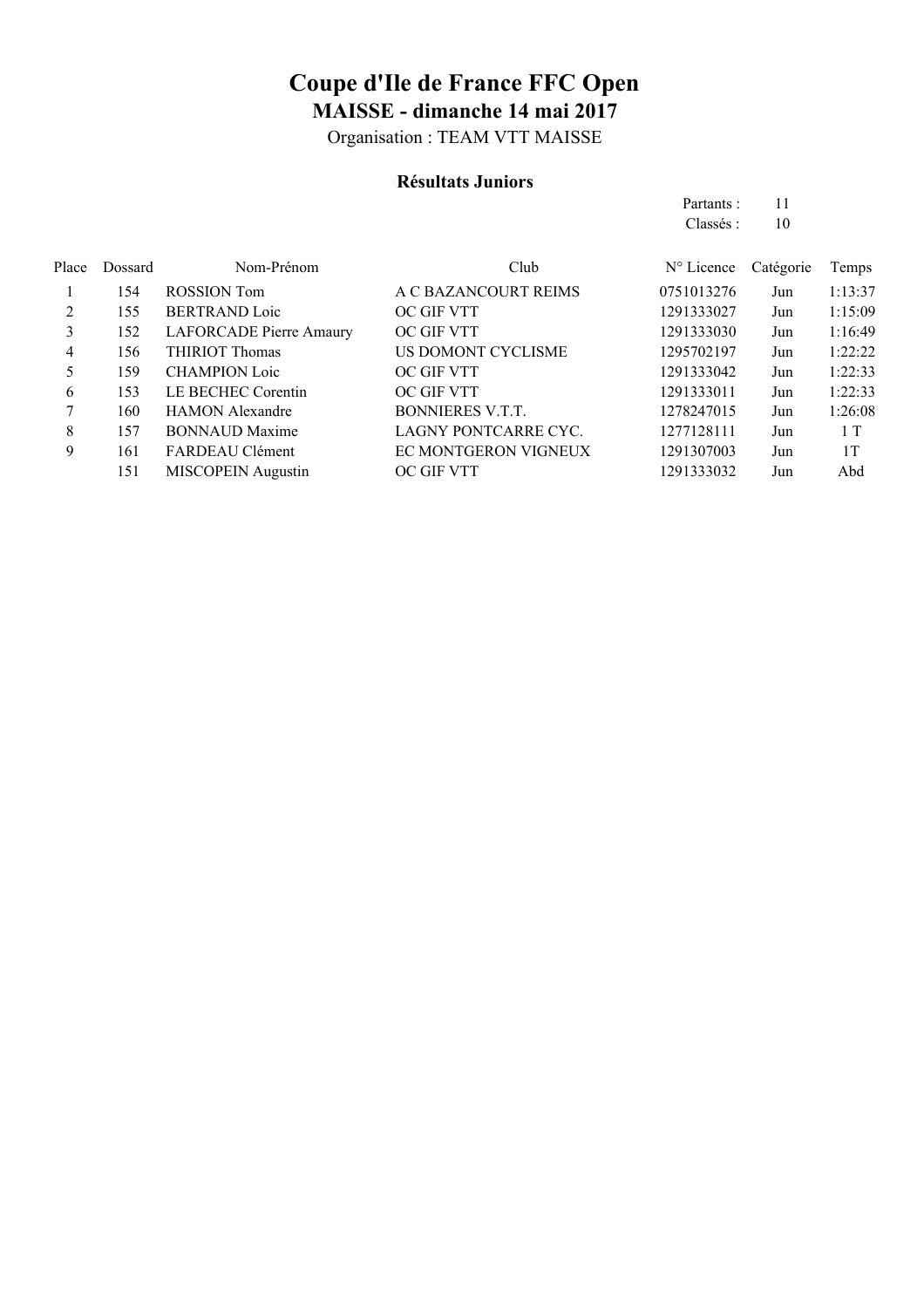# Coupe d'Ile de France FFC Open

## MAISSE - dimanche 14 mai 2017

Organisation : TEAM VTT MAISSE

### Résultats Juniors

Partants : 11
Classés : 10

| Place | Dossard | Nom-Prénom | Club | N° Licence | Catégorie | Temps |
|---|---|---|---|---|---|---|
| 1 | 154 | ROSSION Tom | A C BAZANCOURT REIMS | 0751013276 | Jun | 1:13:37 |
| 2 | 155 | BERTRAND Loic | OC GIF VTT | 1291333027 | Jun | 1:15:09 |
| 3 | 152 | LAFORCADE Pierre Amaury | OC GIF VTT | 1291333030 | Jun | 1:16:49 |
| 4 | 156 | THIRIOT Thomas | US DOMONT CYCLISME | 1295702197 | Jun | 1:22:22 |
| 5 | 159 | CHAMPION Loic | OC GIF VTT | 1291333042 | Jun | 1:22:33 |
| 6 | 153 | LE BECHEC Corentin | OC GIF VTT | 1291333011 | Jun | 1:22:33 |
| 7 | 160 | HAMON Alexandre | BONNIERES V.T.T. | 1278247015 | Jun | 1:26:08 |
| 8 | 157 | BONNAUD Maxime | LAGNY PONTCARRE CYC. | 1277128111 | Jun | 1 T |
| 9 | 161 | FARDEAU Clément | EC MONTGERON VIGNEUX | 1291307003 | Jun | 1T |
| | 151 | MISCOPEIN Augustin | OC GIF VTT | 1291333032 | Jun | Abd |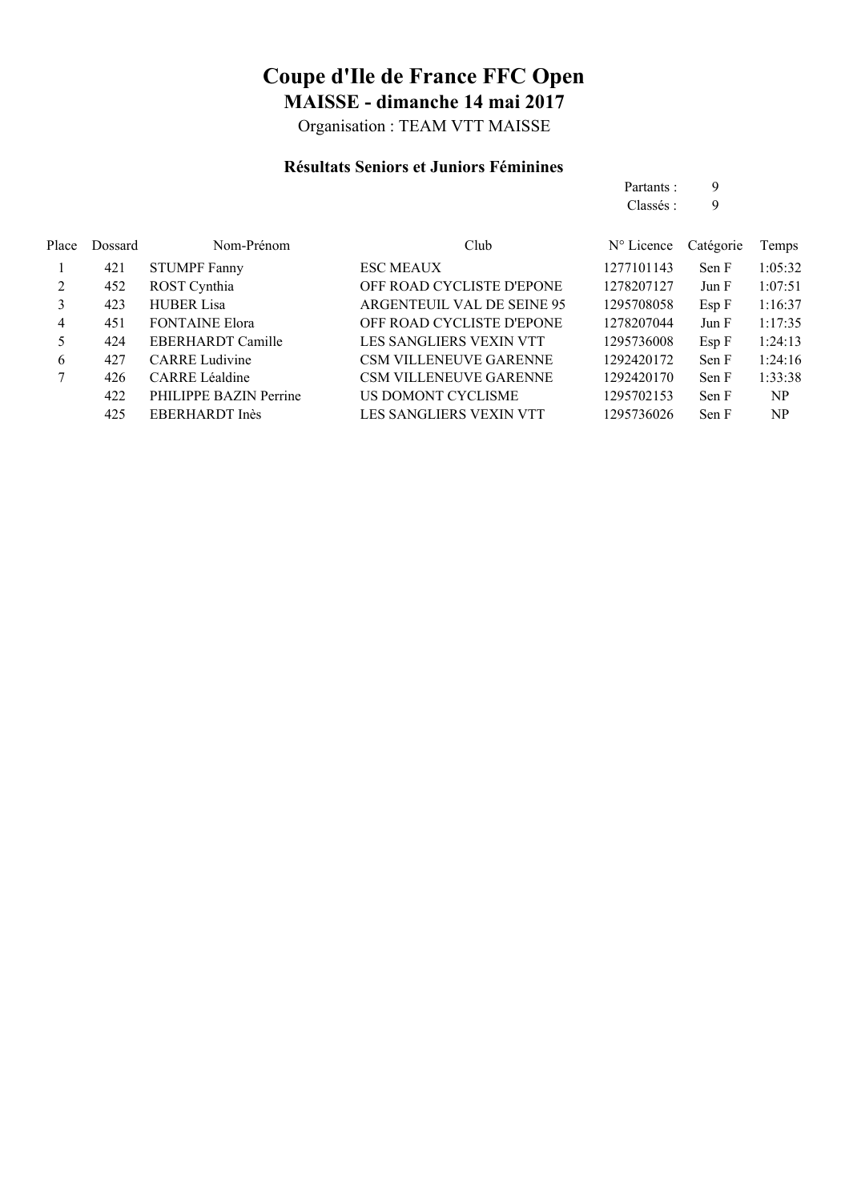# Coupe d'Ile de France FFC Open

## MAISSE - dimanche 14 mai 2017

Organisation : TEAM VTT MAISSE

### Résultats Seniors et Juniors Féminines

Partants : 9
Classés : 9

| Place | Dossard | Nom-Prénom | Club | N° Licence | Catégorie | Temps |
|---|---|---|---|---|---|---|
| 1 | 421 | STUMPF Fanny | ESC MEAUX | 1277101143 | Sen F | 1:05:32 |
| 2 | 452 | ROST Cynthia | OFF ROAD CYCLISTE D'EPONE | 1278207127 | Jun F | 1:07:51 |
| 3 | 423 | HUBER Lisa | ARGENTEUIL VAL DE SEINE 95 | 1295708058 | Esp F | 1:16:37 |
| 4 | 451 | FONTAINE Elora | OFF ROAD CYCLISTE D'EPONE | 1278207044 | Jun F | 1:17:35 |
| 5 | 424 | EBERHARDT Camille | LES SANGLIERS VEXIN VTT | 1295736008 | Esp F | 1:24:13 |
| 6 | 427 | CARRE Ludivine | CSM VILLENEUVE GARENNE | 1292420172 | Sen F | 1:24:16 |
| 7 | 426 | CARRE Léaldine | CSM VILLENEUVE GARENNE | 1292420170 | Sen F | 1:33:38 |
| | 422 | PHILIPPE BAZIN Perrine | US DOMONT CYCLISME | 1295702153 | Sen F | NP |
| | 425 | EBERHARDT Inès | LES SANGLIERS VEXIN VTT | 1295736026 | Sen F | NP |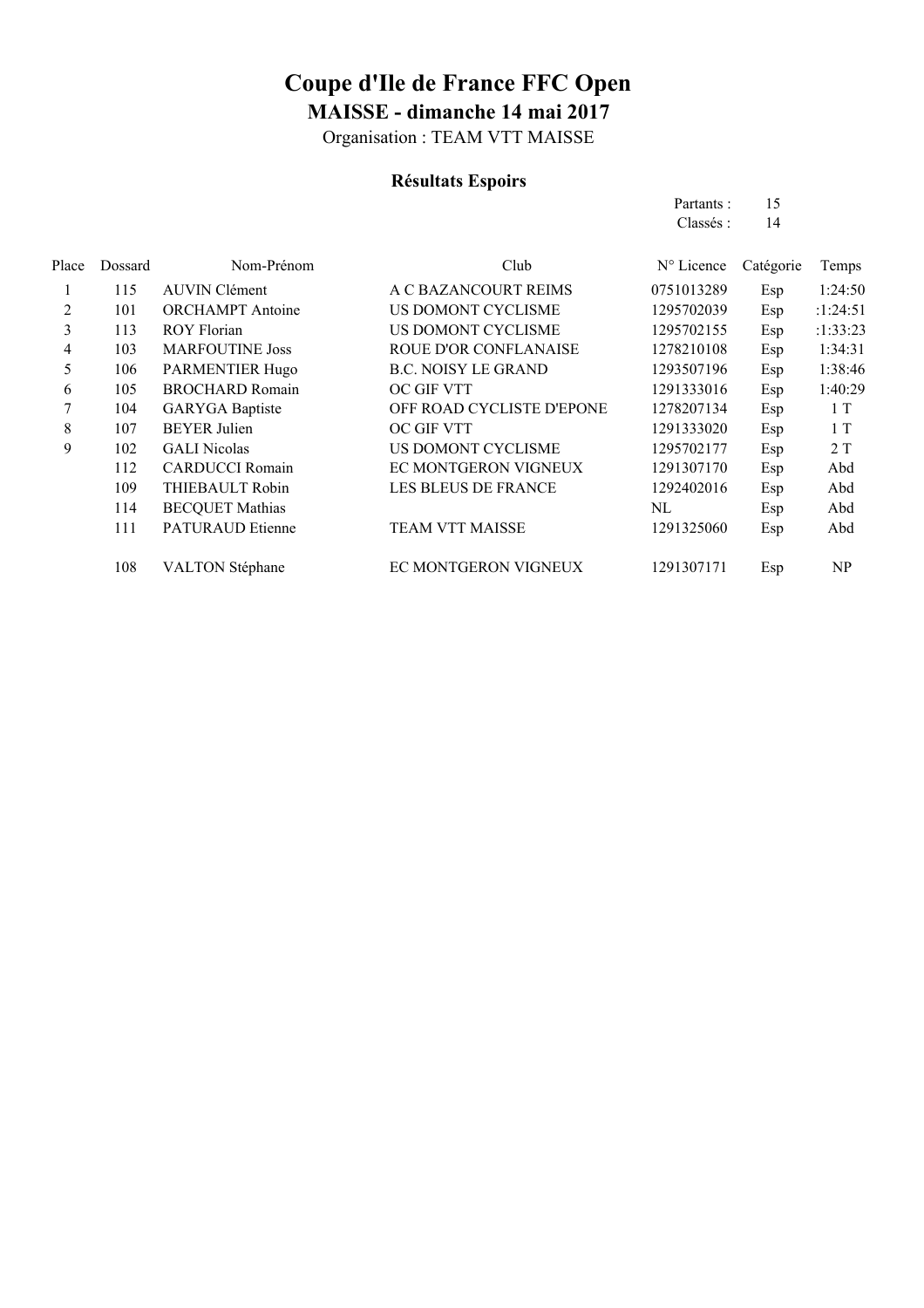# Coupe d'Ile de France FFC Open

## MAISSE - dimanche 14 mai 2017

Organisation : TEAM VTT MAISSE

### Résultats Espoirs

Partants : 15
Classés : 14

| Place | Dossard | Nom-Prénom | Club | N° Licence | Catégorie | Temps |
|---|---|---|---|---|---|---|
| 1 | 115 | AUVIN Clément | A C BAZANCOURT REIMS | 0751013289 | Esp | 1:24:50 |
| 2 | 101 | ORCHAMPT Antoine | US DOMONT CYCLISME | 1295702039 | Esp | :1:24:51 |
| 3 | 113 | ROY Florian | US DOMONT CYCLISME | 1295702155 | Esp | :1:33:23 |
| 4 | 103 | MARFOUTINE Joss | ROUE D'OR CONFLANAISE | 1278210108 | Esp | 1:34:31 |
| 5 | 106 | PARMENTIER Hugo | B.C. NOISY LE GRAND | 1293507196 | Esp | 1:38:46 |
| 6 | 105 | BROCHARD Romain | OC GIF VTT | 1291333016 | Esp | 1:40:29 |
| 7 | 104 | GARYGA Baptiste | OFF ROAD CYCLISTE D'EPONE | 1278207134 | Esp | 1 T |
| 8 | 107 | BEYER Julien | OC GIF VTT | 1291333020 | Esp | 1 T |
| 9 | 102 | GALI Nicolas | US DOMONT CYCLISME | 1295702177 | Esp | 2 T |
| | 112 | CARDUCCI Romain | EC MONTGERON VIGNEUX | 1291307170 | Esp | Abd |
| | 109 | THIEBAULT Robin | LES BLEUS DE FRANCE | 1292402016 | Esp | Abd |
| | 114 | BECQUET Mathias | | NL | Esp | Abd |
| | 111 | PATURAUD Etienne | TEAM VTT MAISSE | 1291325060 | Esp | Abd |
| | 108 | VALTON Stéphane | EC MONTGERON VIGNEUX | 1291307171 | Esp | NP |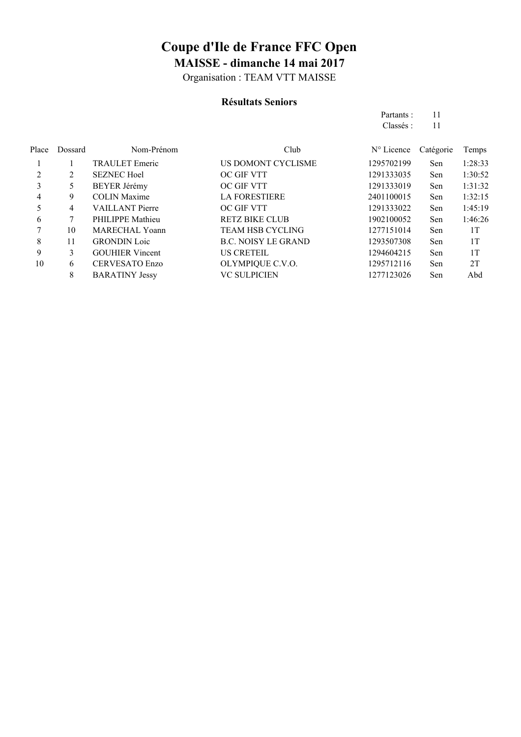# Coupe d'Ile de France FFC Open

## MAISSE - dimanche 14 mai 2017

Organisation : TEAM VTT MAISSE

### Résultats Seniors

Partants : 11
Classés : 11

| Place | Dossard | Nom-Prénom | Club | N° Licence | Catégorie | Temps |
|---|---|---|---|---|---|---|
| 1 | 1 | TRAULET Emeric | US DOMONT CYCLISME | 1295702199 | Sen | 1:28:33 |
| 2 | 2 | SEZNEC Hoel | OC GIF VTT | 1291333035 | Sen | 1:30:52 |
| 3 | 5 | BEYER Jérémy | OC GIF VTT | 1291333019 | Sen | 1:31:32 |
| 4 | 9 | COLIN Maxime | LA FORESTIERE | 2401100015 | Sen | 1:32:15 |
| 5 | 4 | VAILLANT Pierre | OC GIF VTT | 1291333022 | Sen | 1:45:19 |
| 6 | 7 | PHILIPPE Mathieu | RETZ BIKE CLUB | 1902100052 | Sen | 1:46:26 |
| 7 | 10 | MARECHAL Yoann | TEAM HSB CYCLING | 1277151014 | Sen | 1T |
| 8 | 11 | GRONDIN Loic | B.C. NOISY LE GRAND | 1293507308 | Sen | 1T |
| 9 | 3 | GOUHIER Vincent | US CRETEIL | 1294604215 | Sen | 1T |
| 10 | 6 | CERVESATO Enzo | OLYMPIQUE C.V.O. | 1295712116 | Sen | 2T |
| | 8 | BARATINY Jessy | VC SULPICIEN | 1277123026 | Sen | Abd |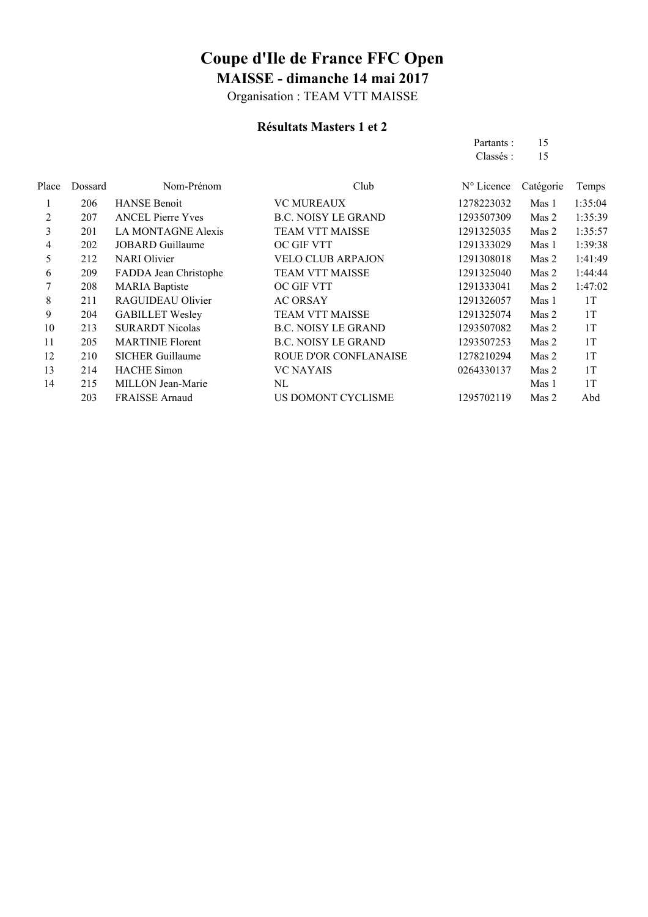# Coupe d'Ile de France FFC Open

## MAISSE - dimanche 14 mai 2017

Organisation : TEAM VTT MAISSE

### Résultats Masters 1 et 2

Partants : 15
Classés : 15

| Place | Dossard | Nom-Prénom | Club | N° Licence | Catégorie | Temps |
|---|---|---|---|---|---|---|
| 1 | 206 | HANSE Benoit | VC MUREAUX | 1278223032 | Mas 1 | 1:35:04 |
| 2 | 207 | ANCEL Pierre Yves | B.C. NOISY LE GRAND | 1293507309 | Mas 2 | 1:35:39 |
| 3 | 201 | LA MONTAGNE Alexis | TEAM VTT MAISSE | 1291325035 | Mas 2 | 1:35:57 |
| 4 | 202 | JOBARD Guillaume | OC GIF VTT | 1291333029 | Mas 1 | 1:39:38 |
| 5 | 212 | NARI Olivier | VELO CLUB ARPAJON | 1291308018 | Mas 2 | 1:41:49 |
| 6 | 209 | FADDA Jean Christophe | TEAM VTT MAISSE | 1291325040 | Mas 2 | 1:44:44 |
| 7 | 208 | MARIA Baptiste | OC GIF VTT | 1291333041 | Mas 2 | 1:47:02 |
| 8 | 211 | RAGUIDEAU Olivier | AC ORSAY | 1291326057 | Mas 1 | 1T |
| 9 | 204 | GABILLET Wesley | TEAM VTT MAISSE | 1291325074 | Mas 2 | 1T |
| 10 | 213 | SURARDT Nicolas | B.C. NOISY LE GRAND | 1293507082 | Mas 2 | 1T |
| 11 | 205 | MARTINIE Florent | B.C. NOISY LE GRAND | 1293507253 | Mas 2 | 1T |
| 12 | 210 | SICHER Guillaume | ROUE D'OR CONFLANAISE | 1278210294 | Mas 2 | 1T |
| 13 | 214 | HACHE Simon | VC NAYAIS | 0264330137 | Mas 2 | 1T |
| 14 | 215 | MILLON Jean-Marie | NL | | Mas 1 | 1T |
| | 203 | FRAISSE Arnaud | US DOMONT CYCLISME | 1295702119 | Mas 2 | Abd |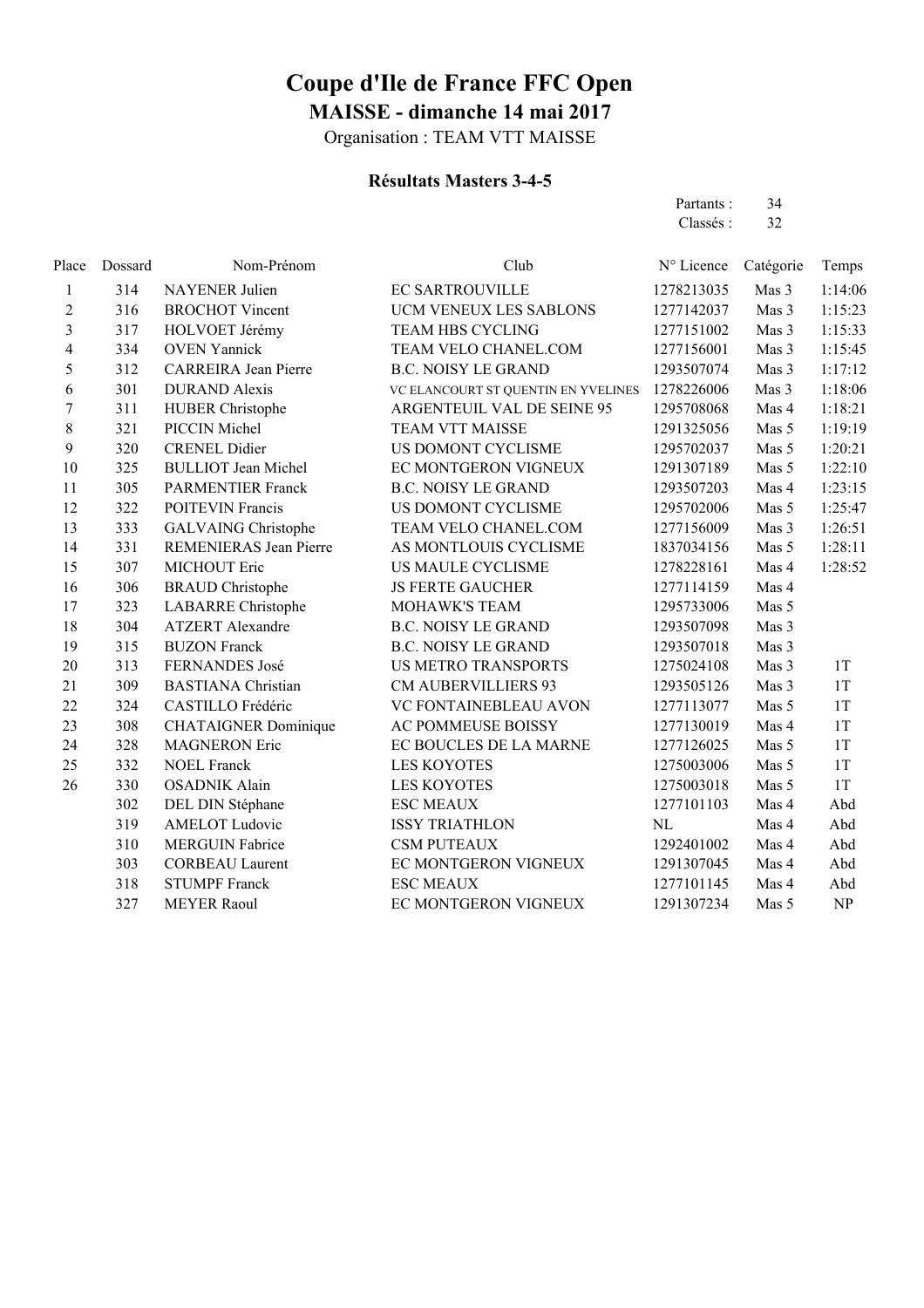# Coupe d'Ile de France FFC Open

## MAISSE - dimanche 14 mai 2017

Organisation : TEAM VTT MAISSE

### Résultats Masters 3-4-5

Partants : 34
Classés : 32

| Place | Dossard | Nom-Prénom | Club | N° Licence | Catégorie | Temps |
|---|---|---|---|---|---|---|
| 1 | 314 | NAYENER Julien | EC SARTROUVILLE | 1278213035 | Mas 3 | 1:14:06 |
| 2 | 316 | BROCHOT Vincent | UCM VENEUX LES SABLONS | 1277142037 | Mas 3 | 1:15:23 |
| 3 | 317 | HOLVOET Jérémy | TEAM HBS CYCLING | 1277151002 | Mas 3 | 1:15:33 |
| 4 | 334 | OVEN Yannick | TEAM VELO CHANEL.COM | 1277156001 | Mas 3 | 1:15:45 |
| 5 | 312 | CARREIRA Jean Pierre | B.C. NOISY LE GRAND | 1293507074 | Mas 3 | 1:17:12 |
| 6 | 301 | DURAND Alexis | VC ELANCOURT ST QUENTIN EN YVELINES | 1278226006 | Mas 3 | 1:18:06 |
| 7 | 311 | HUBER Christophe | ARGENTEUIL VAL DE SEINE 95 | 1295708068 | Mas 4 | 1:18:21 |
| 8 | 321 | PICCIN Michel | TEAM VTT MAISSE | 1291325056 | Mas 5 | 1:19:19 |
| 9 | 320 | CRENEL Didier | US DOMONT CYCLISME | 1295702037 | Mas 5 | 1:20:21 |
| 10 | 325 | BULLIOT Jean Michel | EC MONTGERON VIGNEUX | 1291307189 | Mas 5 | 1:22:10 |
| 11 | 305 | PARMENTIER Franck | B.C. NOISY LE GRAND | 1293507203 | Mas 4 | 1:23:15 |
| 12 | 322 | POITEVIN Francis | US DOMONT CYCLISME | 1295702006 | Mas 5 | 1:25:47 |
| 13 | 333 | GALVAING Christophe | TEAM VELO CHANEL.COM | 1277156009 | Mas 3 | 1:26:51 |
| 14 | 331 | REMENIERAS Jean Pierre | AS MONTLOUIS CYCLISME | 1837034156 | Mas 5 | 1:28:11 |
| 15 | 307 | MICHOUT Eric | US MAULE CYCLISME | 1278228161 | Mas 4 | 1:28:52 |
| 16 | 306 | BRAUD Christophe | JS FERTE GAUCHER | 1277114159 | Mas 4 | |
| 17 | 323 | LABARRE Christophe | MOHAWK'S TEAM | 1295733006 | Mas 5 | |
| 18 | 304 | ATZERT Alexandre | B.C. NOISY LE GRAND | 1293507098 | Mas 3 | |
| 19 | 315 | BUZON Franck | B.C. NOISY LE GRAND | 1293507018 | Mas 3 | |
| 20 | 313 | FERNANDES José | US METRO TRANSPORTS | 1275024108 | Mas 3 | 1T |
| 21 | 309 | BASTIANA Christian | CM AUBERVILLIERS 93 | 1293505126 | Mas 3 | 1T |
| 22 | 324 | CASTILLO Frédéric | VC FONTAINEBLEAU AVON | 1277113077 | Mas 5 | 1T |
| 23 | 308 | CHATAIGNER Dominique | AC POMMEUSE BOISSY | 1277130019 | Mas 4 | 1T |
| 24 | 328 | MAGNERON Eric | EC BOUCLES DE LA MARNE | 1277126025 | Mas 5 | 1T |
| 25 | 332 | NOEL Franck | LES KOYOTES | 1275003006 | Mas 5 | 1T |
| 26 | 330 | OSADNIK Alain | LES KOYOTES | 1275003018 | Mas 5 | 1T |
| | 302 | DEL DIN Stéphane | ESC MEAUX | 1277101103 | Mas 4 | Abd |
| | 319 | AMELOT Ludovic | ISSY TRIATHLON | NL | Mas 4 | Abd |
| | 310 | MERGUIN Fabrice | CSM PUTEAUX | 1292401002 | Mas 4 | Abd |
| | 303 | CORBEAU Laurent | EC MONTGERON VIGNEUX | 1291307045 | Mas 4 | Abd |
| | 318 | STUMPF Franck | ESC MEAUX | 1277101145 | Mas 4 | Abd |
| | 327 | MEYER Raoul | EC MONTGERON VIGNEUX | 1291307234 | Mas 5 | NP |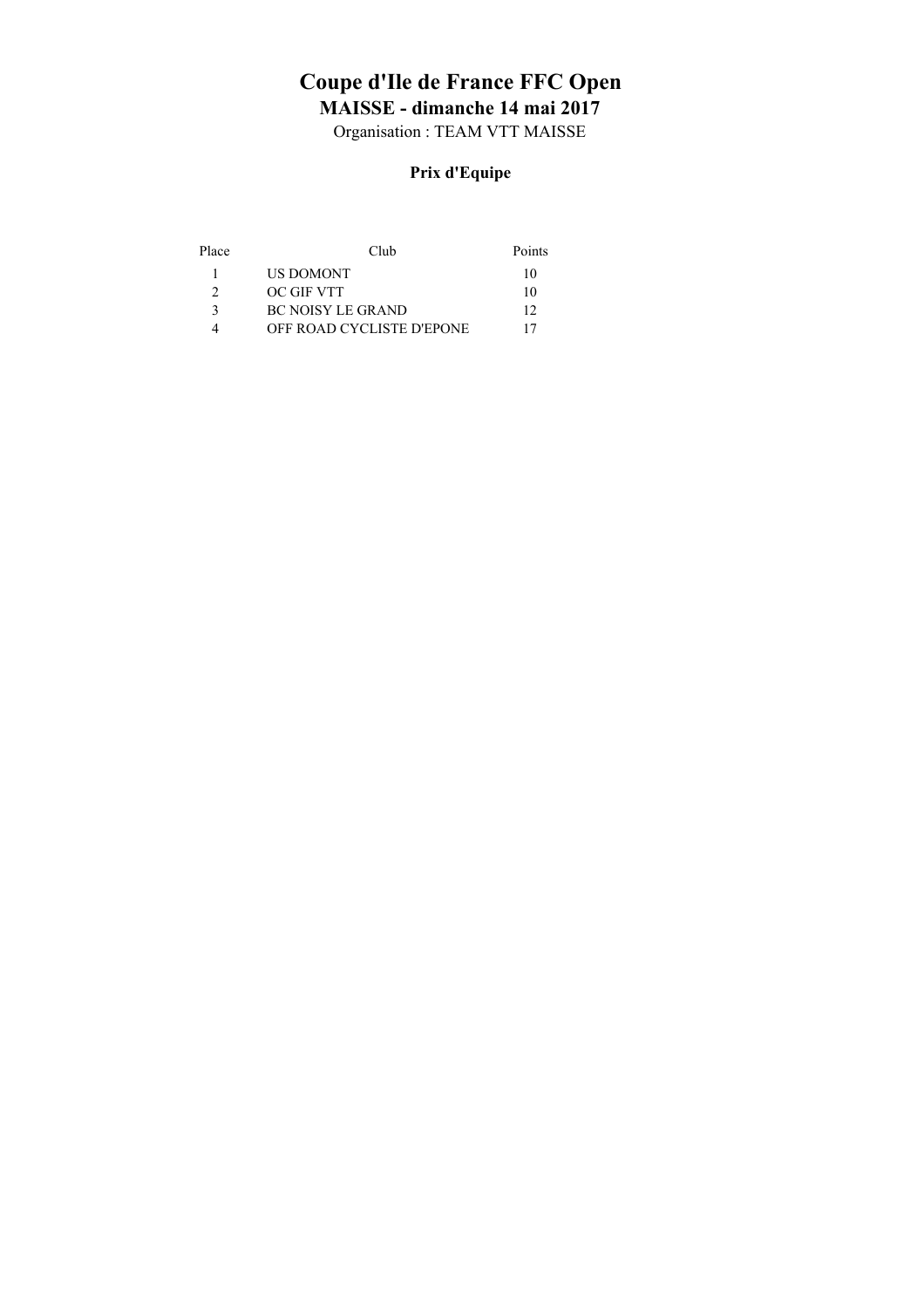# Coupe d'Ile de France FFC Open

## MAISSE - dimanche 14 mai 2017

Organisation : TEAM VTT MAISSE

### Prix d'Equipe

| Place | Club | Points |
|---|---|---|
| 1 | US DOMONT | 10 |
| 2 | OC GIF VTT | 10 |
| 3 | BC NOISY LE GRAND | 12 |
| 4 | OFF ROAD CYCLISTE D'EPONE | 17 |